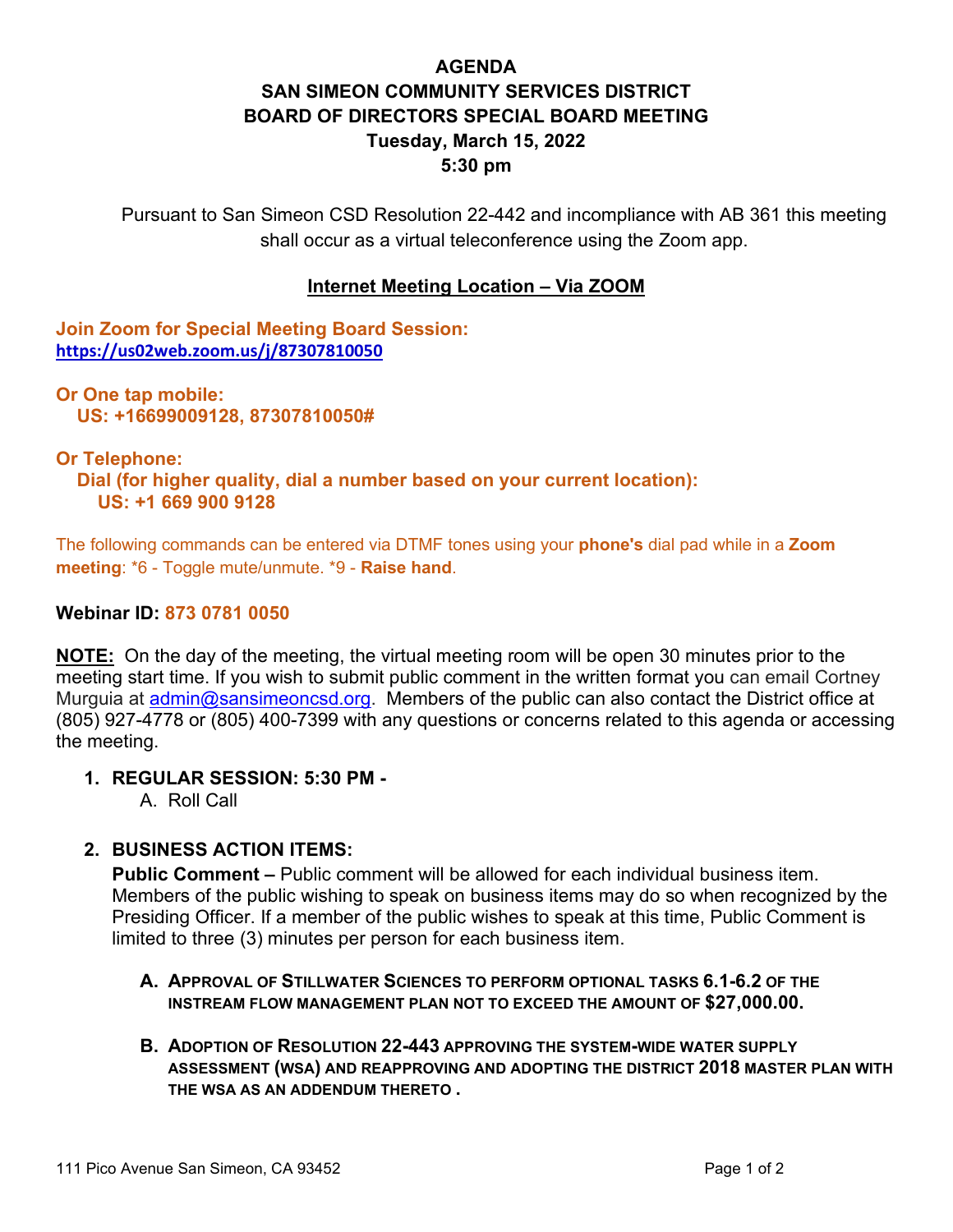# AGENDA
# SAN SIMEON COMMUNITY SERVICES DISTRICT
# BOARD OF DIRECTORS SPECIAL BOARD MEETING
## Tuesday, March 15, 2022
## 5:30 pm

Pursuant to San Simeon CSD Resolution 22-442 and incompliance with AB 361 this meeting shall occur as a virtual teleconference using the Zoom app.

**Internet Meeting Location – Via ZOOM**

**Join Zoom for Special Meeting Board Session:**
**https://us02web.zoom.us/j/87307810050**

**Or One tap mobile:**
**US: +16699009128, 87307810050#**

**Or Telephone:**
**Dial (for higher quality, dial a number based on your current location):**
**US: +1 669 900 9128**

The following commands can be entered via DTMF tones using your **phone's** dial pad while in a **Zoom meeting**: *6 - Toggle mute/unmute. *9 - **Raise hand**.

**Webinar ID: 873 0781 0050**

**NOTE:** On the day of the meeting, the virtual meeting room will be open 30 minutes prior to the meeting start time. If you wish to submit public comment in the written format you can email Cortney Murguia at admin@sansimeoncsd.org. Members of the public can also contact the District office at (805) 927-4778 or (805) 400-7399 with any questions or concerns related to this agenda or accessing the meeting.

1. **REGULAR SESSION: 5:30 PM -**
   A. Roll Call

2. **BUSINESS ACTION ITEMS:**
   **Public Comment –** Public comment will be allowed for each individual business item. Members of the public wishing to speak on business items may do so when recognized by the Presiding Officer. If a member of the public wishes to speak at this time, Public Comment is limited to three (3) minutes per person for each business item.

   **A. APPROVAL OF STILLWATER SCIENCES TO PERFORM OPTIONAL TASKS 6.1-6.2 OF THE INSTREAM FLOW MANAGEMENT PLAN NOT TO EXCEED THE AMOUNT OF $27,000.00.**

   **B. ADOPTION OF RESOLUTION 22-443 APPROVING THE SYSTEM-WIDE WATER SUPPLY ASSESSMENT (WSA) AND REAPPROVING AND ADOPTING THE DISTRICT 2018 MASTER PLAN WITH THE WSA AS AN ADDENDUM THERETO .**

111 Pico Avenue San Simeon, CA 93452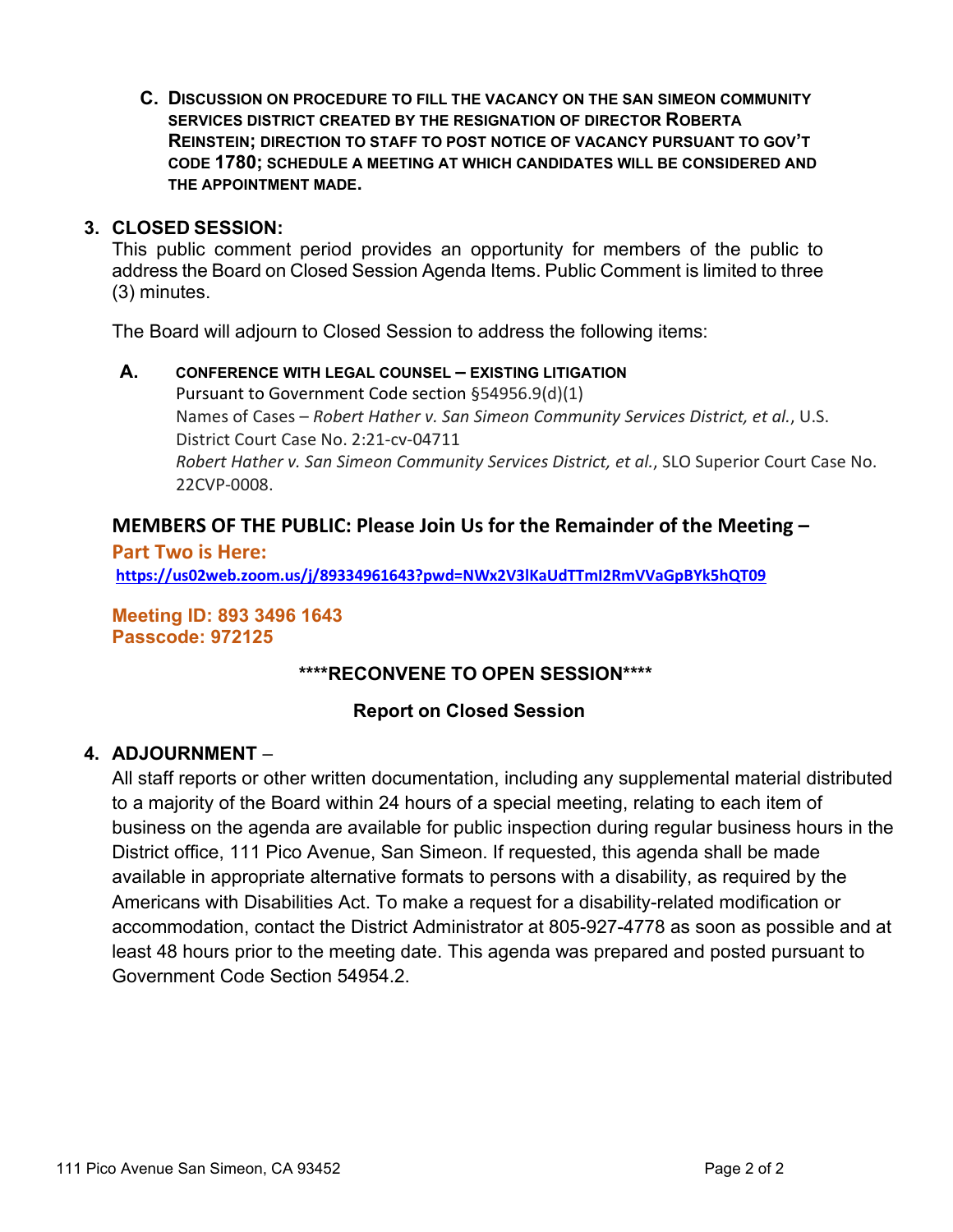C. **DISCUSSION ON PROCEDURE TO FILL THE VACANCY ON THE SAN SIMEON COMMUNITY SERVICES DISTRICT CREATED BY THE RESIGNATION OF DIRECTOR ROBERTA REINSTEIN; DIRECTION TO STAFF TO POST NOTICE OF VACANCY PURSUANT TO GOV'T CODE 1780; SCHEDULE A MEETING AT WHICH CANDIDATES WILL BE CONSIDERED AND THE APPOINTMENT MADE.**

## 3. CLOSED SESSION:

This public comment period provides an opportunity for members of the public to address the Board on Closed Session Agenda Items. Public Comment is limited to three (3) minutes.

The Board will adjourn to Closed Session to address the following items:

**A. CONFERENCE WITH LEGAL COUNSEL – EXISTING LITIGATION**
Pursuant to Government Code section §54956.9(d)(1)
Names of Cases – *Robert Hather v. San Simeon Community Services District, et al.*, U.S. District Court Case No. 2:21-cv-04711
*Robert Hather v. San Simeon Community Services District, et al.*, SLO Superior Court Case No. 22CVP-0008.

**MEMBERS OF THE PUBLIC: Please Join Us for the Remainder of the Meeting – Part Two is Here:**
https://us02web.zoom.us/j/89334961643?pwd=NWx2V3lKaUdTTmI2RmVVaGpBYk5hQT09

**Meeting ID: 893 3496 1643**
**Passcode: 972125**

**\*\*\*\*RECONVENE TO OPEN SESSION\*\*\*\***

**Report on Closed Session**

## 4. ADJOURNMENT –

All staff reports or other written documentation, including any supplemental material distributed to a majority of the Board within 24 hours of a special meeting, relating to each item of business on the agenda are available for public inspection during regular business hours in the District office, 111 Pico Avenue, San Simeon. If requested, this agenda shall be made available in appropriate alternative formats to persons with a disability, as required by the Americans with Disabilities Act. To make a request for a disability-related modification or accommodation, contact the District Administrator at 805-927-4778 as soon as possible and at least 48 hours prior to the meeting date. This agenda was prepared and posted pursuant to Government Code Section 54954.2.